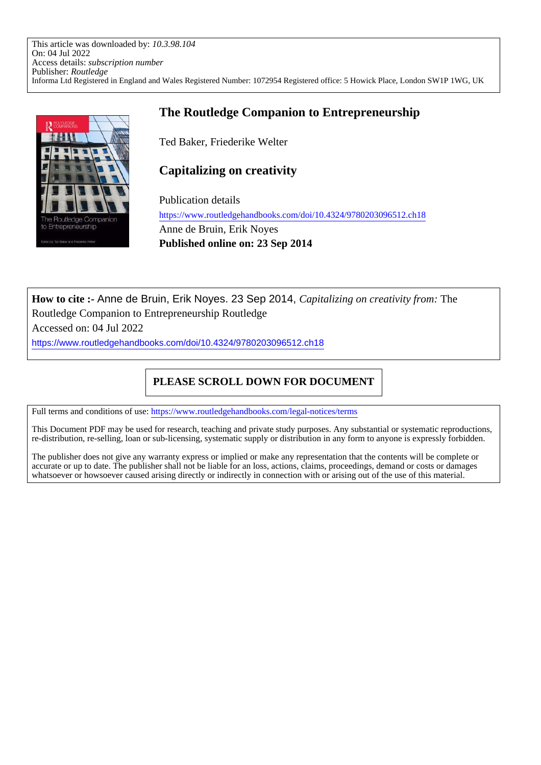This article was downloaded by: *10.3.98.104*
On: 04 Jul 2022
Access details: *subscription number*
Publisher: *Routledge*
Informa Ltd Registered in England and Wales Registered Number: 1072954 Registered office: 5 Howick Place, London SW1P 1WG, UK

# The Routledge Companion to Entrepreneurship

Ted Baker, Friederike Welter

## Capitalizing on creativity

Publication details
https://www.routledgehandbooks.com/doi/10.4324/9780203096512.ch18
Anne de Bruin, Erik Noyes
**Published online on: 23 Sep 2014**

**How to cite :-** Anne de Bruin, Erik Noyes. 23 Sep 2014, *Capitalizing on creativity from:* The Routledge Companion to Entrepreneurship Routledge
Accessed on: 04 Jul 2022
https://www.routledgehandbooks.com/doi/10.4324/9780203096512.ch18

**PLEASE SCROLL DOWN FOR DOCUMENT**

Full terms and conditions of use: https://www.routledgehandbooks.com/legal-notices/terms

This Document PDF may be used for research, teaching and private study purposes. Any substantial or systematic reproductions, re-distribution, re-selling, loan or sub-licensing, systematic supply or distribution in any form to anyone is expressly forbidden.

The publisher does not give any warranty express or implied or make any representation that the contents will be complete or accurate or up to date. The publisher shall not be liable for an loss, actions, claims, proceedings, demand or costs or damages whatsoever or howsoever caused arising directly or indirectly in connection with or arising out of the use of this material.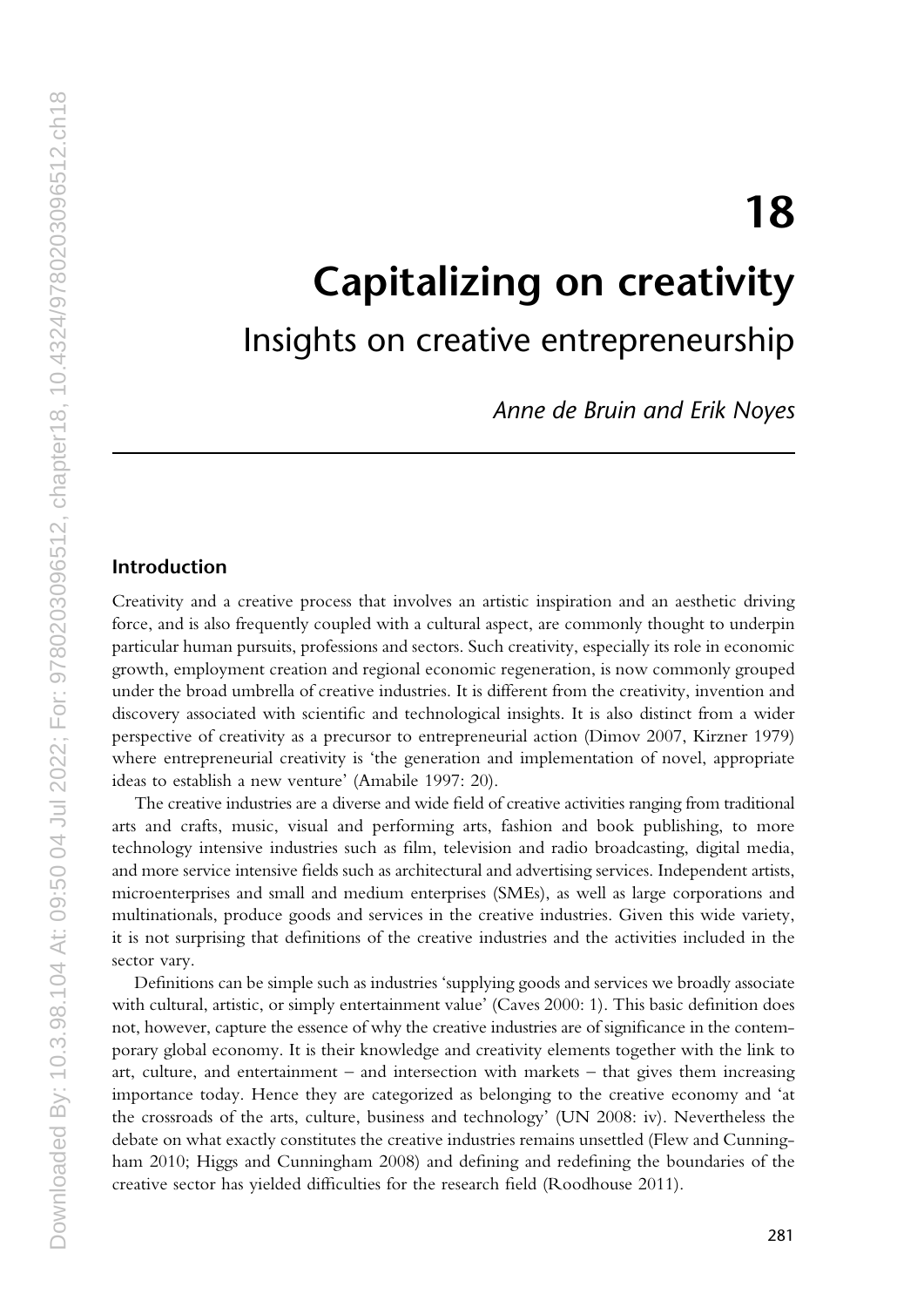# 18

# Capitalizing on creativity

## Insights on creative entrepreneurship

*Anne de Bruin and Erik Noyes*

### Introduction

Creativity and a creative process that involves an artistic inspiration and an aesthetic driving force, and is also frequently coupled with a cultural aspect, are commonly thought to underpin particular human pursuits, professions and sectors. Such creativity, especially its role in economic growth, employment creation and regional economic regeneration, is now commonly grouped under the broad umbrella of creative industries. It is different from the creativity, invention and discovery associated with scientific and technological insights. It is also distinct from a wider perspective of creativity as a precursor to entrepreneurial action (Dimov 2007, Kirzner 1979) where entrepreneurial creativity is 'the generation and implementation of novel, appropriate ideas to establish a new venture' (Amabile 1997: 20).

The creative industries are a diverse and wide field of creative activities ranging from traditional arts and crafts, music, visual and performing arts, fashion and book publishing, to more technology intensive industries such as film, television and radio broadcasting, digital media, and more service intensive fields such as architectural and advertising services. Independent artists, microenterprises and small and medium enterprises (SMEs), as well as large corporations and multinationals, produce goods and services in the creative industries. Given this wide variety, it is not surprising that definitions of the creative industries and the activities included in the sector vary.

Definitions can be simple such as industries 'supplying goods and services we broadly associate with cultural, artistic, or simply entertainment value' (Caves 2000: 1). This basic definition does not, however, capture the essence of why the creative industries are of significance in the contemporary global economy. It is their knowledge and creativity elements together with the link to art, culture, and entertainment – and intersection with markets – that gives them increasing importance today. Hence they are categorized as belonging to the creative economy and 'at the crossroads of the arts, culture, business and technology' (UN 2008: iv). Nevertheless the debate on what exactly constitutes the creative industries remains unsettled (Flew and Cunningham 2010; Higgs and Cunningham 2008) and defining and redefining the boundaries of the creative sector has yielded difficulties for the research field (Roodhouse 2011).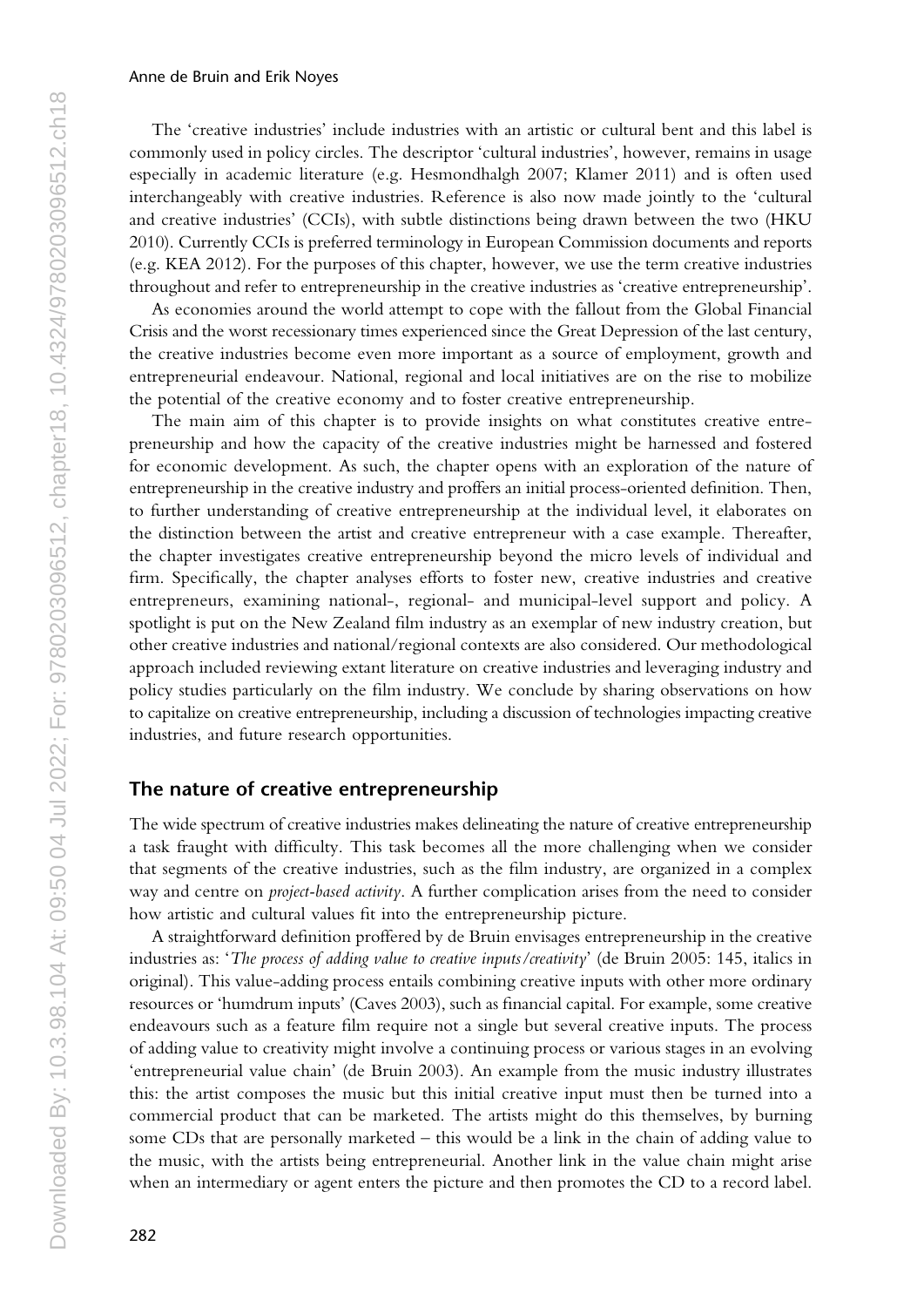The 'creative industries' include industries with an artistic or cultural bent and this label is commonly used in policy circles. The descriptor 'cultural industries', however, remains in usage especially in academic literature (e.g. Hesmondhalgh 2007; Klamer 2011) and is often used interchangeably with creative industries. Reference is also now made jointly to the 'cultural and creative industries' (CCIs), with subtle distinctions being drawn between the two (HKU 2010). Currently CCIs is preferred terminology in European Commission documents and reports (e.g. KEA 2012). For the purposes of this chapter, however, we use the term creative industries throughout and refer to entrepreneurship in the creative industries as 'creative entrepreneurship'.

As economies around the world attempt to cope with the fallout from the Global Financial Crisis and the worst recessionary times experienced since the Great Depression of the last century, the creative industries become even more important as a source of employment, growth and entrepreneurial endeavour. National, regional and local initiatives are on the rise to mobilize the potential of the creative economy and to foster creative entrepreneurship.

The main aim of this chapter is to provide insights on what constitutes creative entrepreneurship and how the capacity of the creative industries might be harnessed and fostered for economic development. As such, the chapter opens with an exploration of the nature of entrepreneurship in the creative industry and proffers an initial process-oriented definition. Then, to further understanding of creative entrepreneurship at the individual level, it elaborates on the distinction between the artist and creative entrepreneur with a case example. Thereafter, the chapter investigates creative entrepreneurship beyond the micro levels of individual and firm. Specifically, the chapter analyses efforts to foster new, creative industries and creative entrepreneurs, examining national-, regional- and municipal-level support and policy. A spotlight is put on the New Zealand film industry as an exemplar of new industry creation, but other creative industries and national/regional contexts are also considered. Our methodological approach included reviewing extant literature on creative industries and leveraging industry and policy studies particularly on the film industry. We conclude by sharing observations on how to capitalize on creative entrepreneurship, including a discussion of technologies impacting creative industries, and future research opportunities.

## The nature of creative entrepreneurship

The wide spectrum of creative industries makes delineating the nature of creative entrepreneurship a task fraught with difficulty. This task becomes all the more challenging when we consider that segments of the creative industries, such as the film industry, are organized in a complex way and centre on *project-based activity*. A further complication arises from the need to consider how artistic and cultural values fit into the entrepreneurship picture.

A straightforward definition proffered by de Bruin envisages entrepreneurship in the creative industries as: '*The process of adding value to creative inputs/creativity*' (de Bruin 2005: 145, italics in original). This value-adding process entails combining creative inputs with other more ordinary resources or 'humdrum inputs' (Caves 2003), such as financial capital. For example, some creative endeavours such as a feature film require not a single but several creative inputs. The process of adding value to creativity might involve a continuing process or various stages in an evolving 'entrepreneurial value chain' (de Bruin 2003). An example from the music industry illustrates this: the artist composes the music but this initial creative input must then be turned into a commercial product that can be marketed. The artists might do this themselves, by burning some CDs that are personally marketed – this would be a link in the chain of adding value to the music, with the artists being entrepreneurial. Another link in the value chain might arise when an intermediary or agent enters the picture and then promotes the CD to a record label.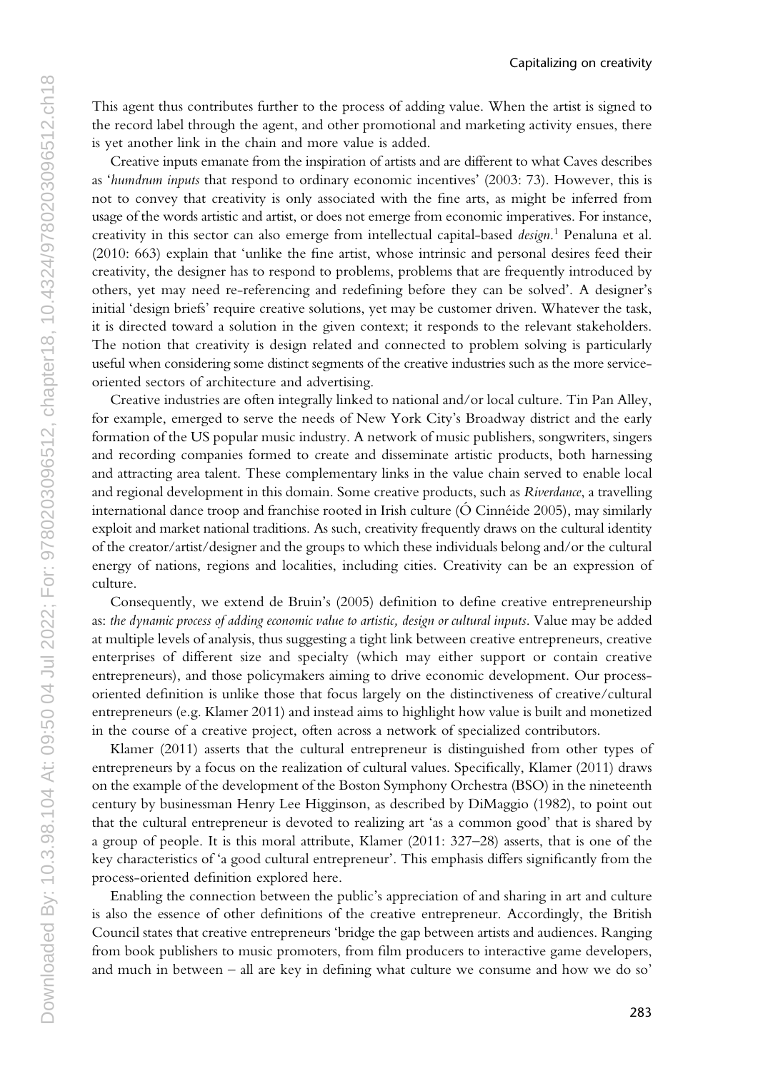This agent thus contributes further to the process of adding value. When the artist is signed to the record label through the agent, and other promotional and marketing activity ensues, there is yet another link in the chain and more value is added.

Creative inputs emanate from the inspiration of artists and are different to what Caves describes as '*humdrum inputs* that respond to ordinary economic incentives' (2003: 73). However, this is not to convey that creativity is only associated with the fine arts, as might be inferred from usage of the words artistic and artist, or does not emerge from economic imperatives. For instance, creativity in this sector can also emerge from intellectual capital-based *design*.[1] Penaluna et al. (2010: 663) explain that 'unlike the fine artist, whose intrinsic and personal desires feed their creativity, the designer has to respond to problems, problems that are frequently introduced by others, yet may need re-referencing and redefining before they can be solved'. A designer's initial 'design briefs' require creative solutions, yet may be customer driven. Whatever the task, it is directed toward a solution in the given context; it responds to the relevant stakeholders. The notion that creativity is design related and connected to problem solving is particularly useful when considering some distinct segments of the creative industries such as the more service-oriented sectors of architecture and advertising.

Creative industries are often integrally linked to national and/or local culture. Tin Pan Alley, for example, emerged to serve the needs of New York City's Broadway district and the early formation of the US popular music industry. A network of music publishers, songwriters, singers and recording companies formed to create and disseminate artistic products, both harnessing and attracting area talent. These complementary links in the value chain served to enable local and regional development in this domain. Some creative products, such as *Riverdance*, a travelling international dance troop and franchise rooted in Irish culture (Ó Cinnéide 2005), may similarly exploit and market national traditions. As such, creativity frequently draws on the cultural identity of the creator/artist/designer and the groups to which these individuals belong and/or the cultural energy of nations, regions and localities, including cities. Creativity can be an expression of culture.

Consequently, we extend de Bruin's (2005) definition to define creative entrepreneurship as: *the dynamic process of adding economic value to artistic, design or cultural inputs*. Value may be added at multiple levels of analysis, thus suggesting a tight link between creative entrepreneurs, creative enterprises of different size and specialty (which may either support or contain creative entrepreneurs), and those policymakers aiming to drive economic development. Our process-oriented definition is unlike those that focus largely on the distinctiveness of creative/cultural entrepreneurs (e.g. Klamer 2011) and instead aims to highlight how value is built and monetized in the course of a creative project, often across a network of specialized contributors.

Klamer (2011) asserts that the cultural entrepreneur is distinguished from other types of entrepreneurs by a focus on the realization of cultural values. Specifically, Klamer (2011) draws on the example of the development of the Boston Symphony Orchestra (BSO) in the nineteenth century by businessman Henry Lee Higginson, as described by DiMaggio (1982), to point out that the cultural entrepreneur is devoted to realizing art 'as a common good' that is shared by a group of people. It is this moral attribute, Klamer (2011: 327–28) asserts, that is one of the key characteristics of 'a good cultural entrepreneur'. This emphasis differs significantly from the process-oriented definition explored here.

Enabling the connection between the public's appreciation of and sharing in art and culture is also the essence of other definitions of the creative entrepreneur. Accordingly, the British Council states that creative entrepreneurs 'bridge the gap between artists and audiences. Ranging from book publishers to music promoters, from film producers to interactive game developers, and much in between – all are key in defining what culture we consume and how we do so'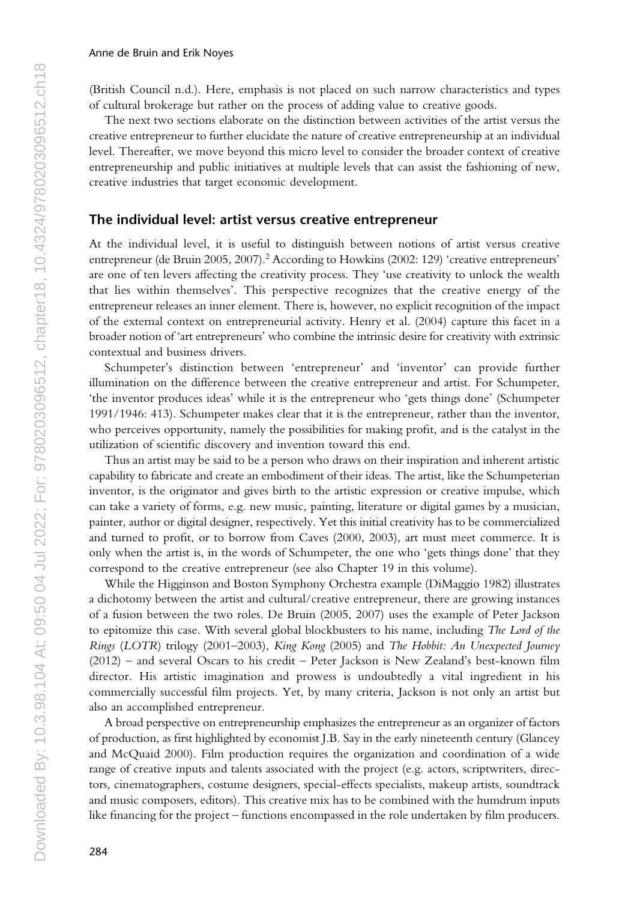(British Council n.d.). Here, emphasis is not placed on such narrow characteristics and types of cultural brokerage but rather on the process of adding value to creative goods.

The next two sections elaborate on the distinction between activities of the artist versus the creative entrepreneur to further elucidate the nature of creative entrepreneurship at an individual level. Thereafter, we move beyond this micro level to consider the broader context of creative entrepreneurship and public initiatives at multiple levels that can assist the fashioning of new, creative industries that target economic development.

## The individual level: artist versus creative entrepreneur

At the individual level, it is useful to distinguish between notions of artist versus creative entrepreneur (de Bruin 2005, 2007).[2] According to Howkins (2002: 129) 'creative entrepreneurs' are one of ten levers affecting the creativity process. They 'use creativity to unlock the wealth that lies within themselves'. This perspective recognizes that the creative energy of the entrepreneur releases an inner element. There is, however, no explicit recognition of the impact of the external context on entrepreneurial activity. Henry et al. (2004) capture this facet in a broader notion of 'art entrepreneurs' who combine the intrinsic desire for creativity with extrinsic contextual and business drivers.

Schumpeter's distinction between 'entrepreneur' and 'inventor' can provide further illumination on the difference between the creative entrepreneur and artist. For Schumpeter, 'the inventor produces ideas' while it is the entrepreneur who 'gets things done' (Schumpeter 1991/1946: 413). Schumpeter makes clear that it is the entrepreneur, rather than the inventor, who perceives opportunity, namely the possibilities for making profit, and is the catalyst in the utilization of scientific discovery and invention toward this end.

Thus an artist may be said to be a person who draws on their inspiration and inherent artistic capability to fabricate and create an embodiment of their ideas. The artist, like the Schumpeterian inventor, is the originator and gives birth to the artistic expression or creative impulse, which can take a variety of forms, e.g. new music, painting, literature or digital games by a musician, painter, author or digital designer, respectively. Yet this initial creativity has to be commercialized and turned to profit, or to borrow from Caves (2000, 2003), art must meet commerce. It is only when the artist is, in the words of Schumpeter, the one who 'gets things done' that they correspond to the creative entrepreneur (see also Chapter 19 in this volume).

While the Higginson and Boston Symphony Orchestra example (DiMaggio 1982) illustrates a dichotomy between the artist and cultural/creative entrepreneur, there are growing instances of a fusion between the two roles. De Bruin (2005, 2007) uses the example of Peter Jackson to epitomize this case. With several global blockbusters to his name, including *The Lord of the Rings* (*LOTR*) trilogy (2001–2003), *King Kong* (2005) and *The Hobbit: An Unexpected Journey* (2012) – and several Oscars to his credit – Peter Jackson is New Zealand's best-known film director. His artistic imagination and prowess is undoubtedly a vital ingredient in his commercially successful film projects. Yet, by many criteria, Jackson is not only an artist but also an accomplished entrepreneur.

A broad perspective on entrepreneurship emphasizes the entrepreneur as an organizer of factors of production, as first highlighted by economist J.B. Say in the early nineteenth century (Glancey and McQuaid 2000). Film production requires the organization and coordination of a wide range of creative inputs and talents associated with the project (e.g. actors, scriptwriters, directors, cinematographers, costume designers, special-effects specialists, makeup artists, soundtrack and music composers, editors). This creative mix has to be combined with the humdrum inputs like financing for the project – functions encompassed in the role undertaken by film producers.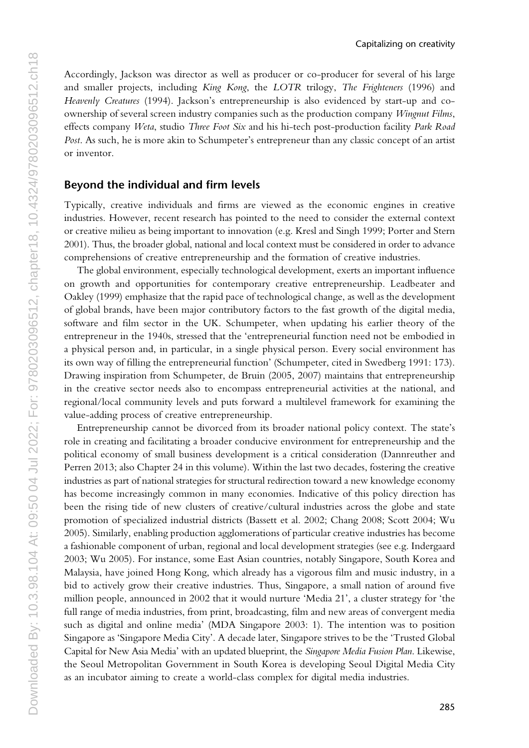Accordingly, Jackson was director as well as producer or co-producer for several of his large and smaller projects, including *King Kong*, the *LOTR* trilogy, *The Frighteners* (1996) and *Heavenly Creatures* (1994). Jackson's entrepreneurship is also evidenced by start-up and co-ownership of several screen industry companies such as the production company *Wingnut Films*, effects company *Weta*, studio *Three Foot Six* and his hi-tech post-production facility *Park Road Post*. As such, he is more akin to Schumpeter's entrepreneur than any classic concept of an artist or inventor.

## Beyond the individual and firm levels

Typically, creative individuals and firms are viewed as the economic engines in creative industries. However, recent research has pointed to the need to consider the external context or creative milieu as being important to innovation (e.g. Kresl and Singh 1999; Porter and Stern 2001). Thus, the broader global, national and local context must be considered in order to advance comprehensions of creative entrepreneurship and the formation of creative industries.

The global environment, especially technological development, exerts an important influence on growth and opportunities for contemporary creative entrepreneurship. Leadbeater and Oakley (1999) emphasize that the rapid pace of technological change, as well as the development of global brands, have been major contributory factors to the fast growth of the digital media, software and film sector in the UK. Schumpeter, when updating his earlier theory of the entrepreneur in the 1940s, stressed that the 'entrepreneurial function need not be embodied in a physical person and, in particular, in a single physical person. Every social environment has its own way of filling the entrepreneurial function' (Schumpeter, cited in Swedberg 1991: 173). Drawing inspiration from Schumpeter, de Bruin (2005, 2007) maintains that entrepreneurship in the creative sector needs also to encompass entrepreneurial activities at the national, and regional/local community levels and puts forward a multilevel framework for examining the value-adding process of creative entrepreneurship.

Entrepreneurship cannot be divorced from its broader national policy context. The state's role in creating and facilitating a broader conducive environment for entrepreneurship and the political economy of small business development is a critical consideration (Dannreuther and Perren 2013; also Chapter 24 in this volume). Within the last two decades, fostering the creative industries as part of national strategies for structural redirection toward a new knowledge economy has become increasingly common in many economies. Indicative of this policy direction has been the rising tide of new clusters of creative/cultural industries across the globe and state promotion of specialized industrial districts (Bassett et al. 2002; Chang 2008; Scott 2004; Wu 2005). Similarly, enabling production agglomerations of particular creative industries has become a fashionable component of urban, regional and local development strategies (see e.g. Indergaard 2003; Wu 2005). For instance, some East Asian countries, notably Singapore, South Korea and Malaysia, have joined Hong Kong, which already has a vigorous film and music industry, in a bid to actively grow their creative industries. Thus, Singapore, a small nation of around five million people, announced in 2002 that it would nurture 'Media 21', a cluster strategy for 'the full range of media industries, from print, broadcasting, film and new areas of convergent media such as digital and online media' (MDA Singapore 2003: 1). The intention was to position Singapore as 'Singapore Media City'. A decade later, Singapore strives to be the 'Trusted Global Capital for New Asia Media' with an updated blueprint, the *Singapore Media Fusion Plan*. Likewise, the Seoul Metropolitan Government in South Korea is developing Seoul Digital Media City as an incubator aiming to create a world-class complex for digital media industries.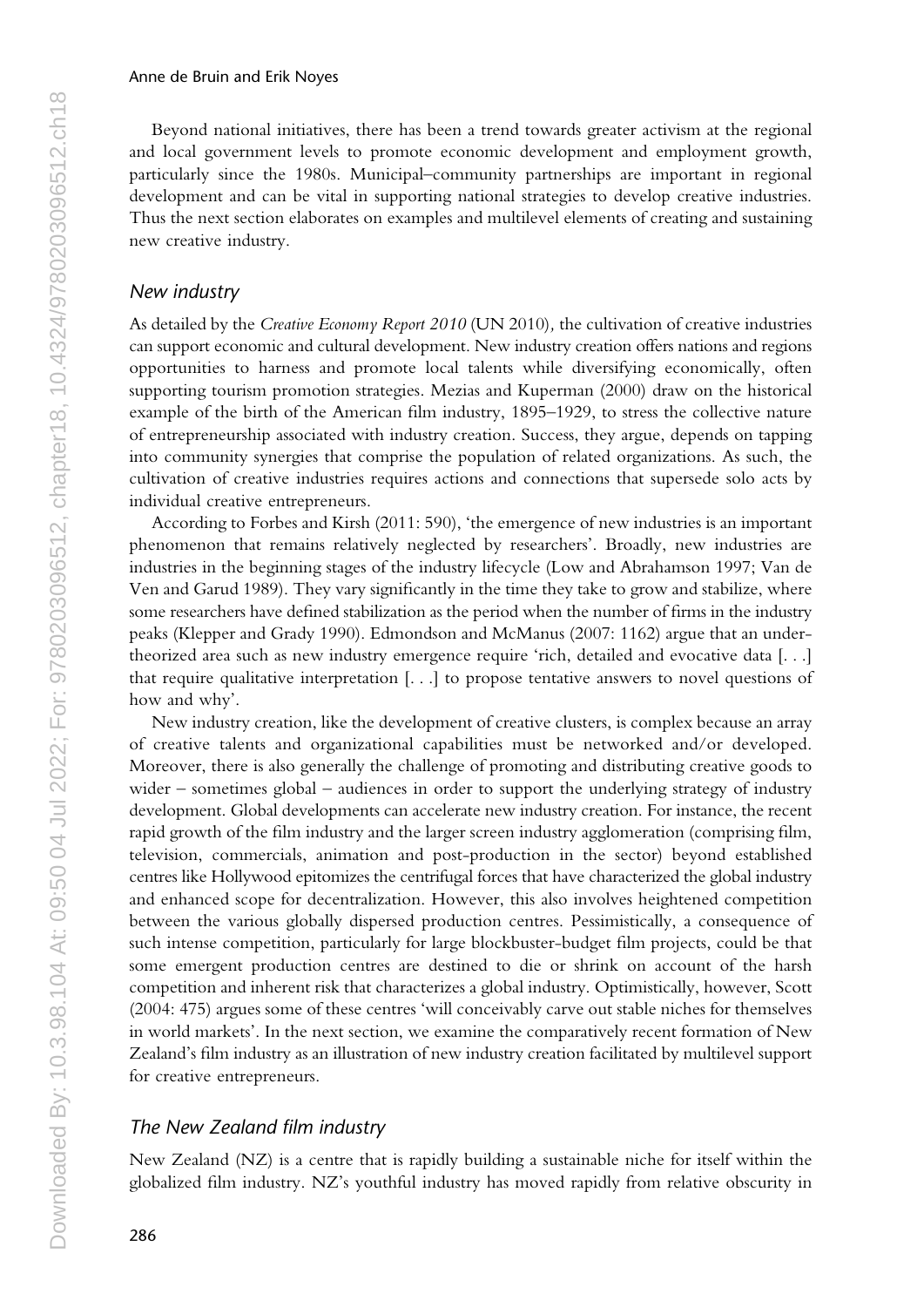Beyond national initiatives, there has been a trend towards greater activism at the regional and local government levels to promote economic development and employment growth, particularly since the 1980s. Municipal–community partnerships are important in regional development and can be vital in supporting national strategies to develop creative industries. Thus the next section elaborates on examples and multilevel elements of creating and sustaining new creative industry.

## *New industry*

As detailed by the *Creative Economy Report 2010* (UN 2010), the cultivation of creative industries can support economic and cultural development. New industry creation offers nations and regions opportunities to harness and promote local talents while diversifying economically, often supporting tourism promotion strategies. Mezias and Kuperman (2000) draw on the historical example of the birth of the American film industry, 1895–1929, to stress the collective nature of entrepreneurship associated with industry creation. Success, they argue, depends on tapping into community synergies that comprise the population of related organizations. As such, the cultivation of creative industries requires actions and connections that supersede solo acts by individual creative entrepreneurs.

According to Forbes and Kirsh (2011: 590), 'the emergence of new industries is an important phenomenon that remains relatively neglected by researchers'. Broadly, new industries are industries in the beginning stages of the industry lifecycle (Low and Abrahamson 1997; Van de Ven and Garud 1989). They vary significantly in the time they take to grow and stabilize, where some researchers have defined stabilization as the period when the number of firms in the industry peaks (Klepper and Grady 1990). Edmondson and McManus (2007: 1162) argue that an under-theorized area such as new industry emergence require 'rich, detailed and evocative data [. . .] that require qualitative interpretation [. . .] to propose tentative answers to novel questions of how and why'.

New industry creation, like the development of creative clusters, is complex because an array of creative talents and organizational capabilities must be networked and/or developed. Moreover, there is also generally the challenge of promoting and distributing creative goods to wider – sometimes global – audiences in order to support the underlying strategy of industry development. Global developments can accelerate new industry creation. For instance, the recent rapid growth of the film industry and the larger screen industry agglomeration (comprising film, television, commercials, animation and post-production in the sector) beyond established centres like Hollywood epitomizes the centrifugal forces that have characterized the global industry and enhanced scope for decentralization. However, this also involves heightened competition between the various globally dispersed production centres. Pessimistically, a consequence of such intense competition, particularly for large blockbuster-budget film projects, could be that some emergent production centres are destined to die or shrink on account of the harsh competition and inherent risk that characterizes a global industry. Optimistically, however, Scott (2004: 475) argues some of these centres 'will conceivably carve out stable niches for themselves in world markets'. In the next section, we examine the comparatively recent formation of New Zealand's film industry as an illustration of new industry creation facilitated by multilevel support for creative entrepreneurs.

## *The New Zealand film industry*

New Zealand (NZ) is a centre that is rapidly building a sustainable niche for itself within the globalized film industry. NZ's youthful industry has moved rapidly from relative obscurity in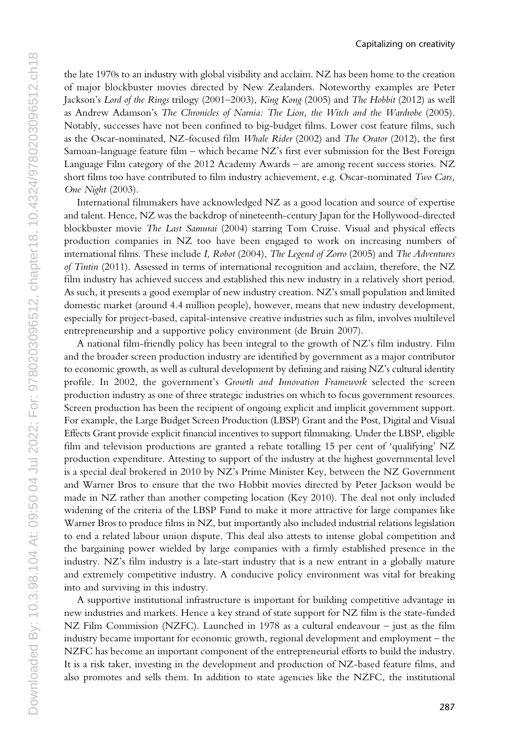the late 1970s to an industry with global visibility and acclaim. NZ has been home to the creation of major blockbuster movies directed by New Zealanders. Noteworthy examples are Peter Jackson's *Lord of the Rings* trilogy (2001–2003), *King Kong* (2005) and *The Hobbit* (2012) as well as Andrew Adamson's *The Chronicles of Narnia: The Lion, the Witch and the Wardrobe* (2005). Notably, successes have not been confined to big-budget films. Lower cost feature films, such as the Oscar-nominated, NZ-focused film *Whale Rider* (2002) and *The Orator* (2012), the first Samoan-language feature film – which became NZ's first ever submission for the Best Foreign Language Film category of the 2012 Academy Awards – are among recent success stories. NZ short films too have contributed to film industry achievement, e.g. Oscar-nominated *Two Cars, One Night* (2003).

International filmmakers have acknowledged NZ as a good location and source of expertise and talent. Hence, NZ was the backdrop of nineteenth-century Japan for the Hollywood-directed blockbuster movie *The Last Samurai* (2004) starring Tom Cruise. Visual and physical effects production companies in NZ too have been engaged to work on increasing numbers of international films. These include *I, Robot* (2004), *The Legend of Zorro* (2005) and *The Adventures of Tintin* (2011). Assessed in terms of international recognition and acclaim, therefore, the NZ film industry has achieved success and established this new industry in a relatively short period. As such, it presents a good exemplar of new industry creation. NZ's small population and limited domestic market (around 4.4 million people), however, means that new industry development, especially for project-based, capital-intensive creative industries such as film, involves multilevel entrepreneurship and a supportive policy environment (de Bruin 2007).

A national film-friendly policy has been integral to the growth of NZ's film industry. Film and the broader screen production industry are identified by government as a major contributor to economic growth, as well as cultural development by defining and raising NZ's cultural identity profile. In 2002, the government's *Growth and Innovation Framework* selected the screen production industry as one of three strategic industries on which to focus government resources. Screen production has been the recipient of ongoing explicit and implicit government support. For example, the Large Budget Screen Production (LBSP) Grant and the Post, Digital and Visual Effects Grant provide explicit financial incentives to support filmmaking. Under the LBSP, eligible film and television productions are granted a rebate totalling 15 per cent of 'qualifying' NZ production expenditure. Attesting to support of the industry at the highest governmental level is a special deal brokered in 2010 by NZ's Prime Minister Key, between the NZ Government and Warner Bros to ensure that the two Hobbit movies directed by Peter Jackson would be made in NZ rather than another competing location (Key 2010). The deal not only included widening of the criteria of the LBSP Fund to make it more attractive for large companies like Warner Bros to produce films in NZ, but importantly also included industrial relations legislation to end a related labour union dispute. This deal also attests to intense global competition and the bargaining power wielded by large companies with a firmly established presence in the industry. NZ's film industry is a late-start industry that is a new entrant in a globally mature and extremely competitive industry. A conducive policy environment was vital for breaking into and surviving in this industry.

A supportive institutional infrastructure is important for building competitive advantage in new industries and markets. Hence a key strand of state support for NZ film is the state-funded NZ Film Commission (NZFC). Launched in 1978 as a cultural endeavour – just as the film industry became important for economic growth, regional development and employment – the NZFC has become an important component of the entrepreneurial efforts to build the industry. It is a risk taker, investing in the development and production of NZ-based feature films, and also promotes and sells them. In addition to state agencies like the NZFC, the institutional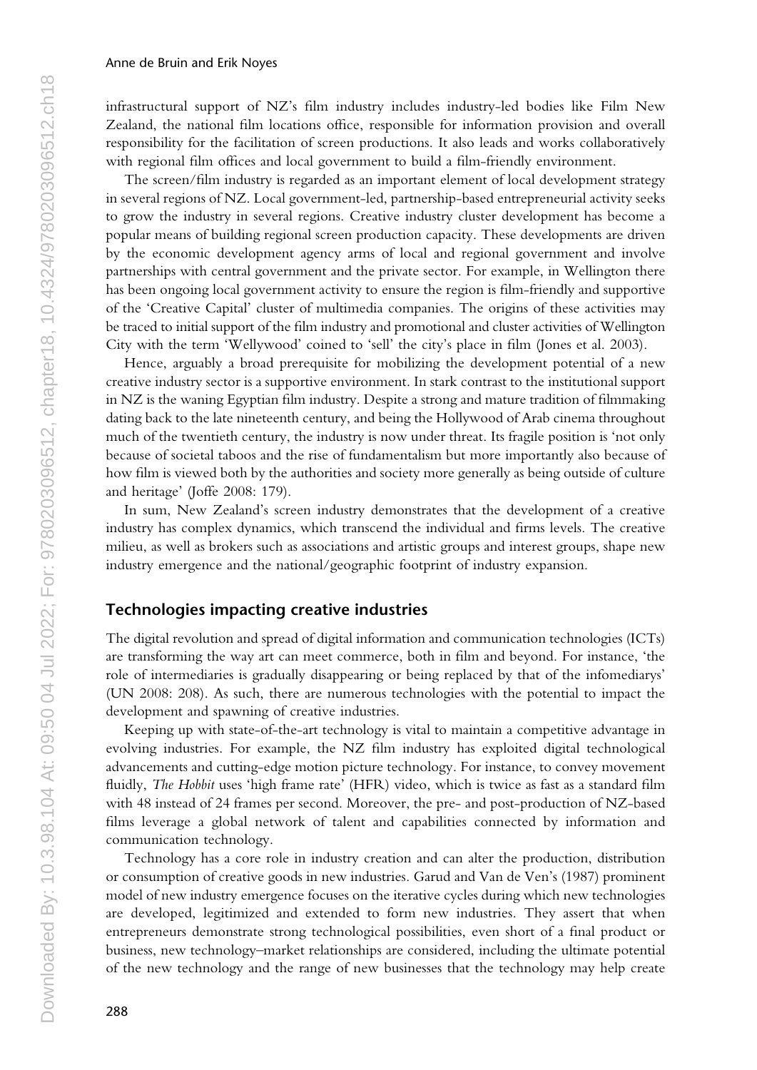infrastructural support of NZ's film industry includes industry-led bodies like Film New Zealand, the national film locations office, responsible for information provision and overall responsibility for the facilitation of screen productions. It also leads and works collaboratively with regional film offices and local government to build a film-friendly environment.

The screen/film industry is regarded as an important element of local development strategy in several regions of NZ. Local government-led, partnership-based entrepreneurial activity seeks to grow the industry in several regions. Creative industry cluster development has become a popular means of building regional screen production capacity. These developments are driven by the economic development agency arms of local and regional government and involve partnerships with central government and the private sector. For example, in Wellington there has been ongoing local government activity to ensure the region is film-friendly and supportive of the 'Creative Capital' cluster of multimedia companies. The origins of these activities may be traced to initial support of the film industry and promotional and cluster activities of Wellington City with the term 'Wellywood' coined to 'sell' the city's place in film (Jones et al. 2003).

Hence, arguably a broad prerequisite for mobilizing the development potential of a new creative industry sector is a supportive environment. In stark contrast to the institutional support in NZ is the waning Egyptian film industry. Despite a strong and mature tradition of filmmaking dating back to the late nineteenth century, and being the Hollywood of Arab cinema throughout much of the twentieth century, the industry is now under threat. Its fragile position is 'not only because of societal taboos and the rise of fundamentalism but more importantly also because of how film is viewed both by the authorities and society more generally as being outside of culture and heritage' (Joffe 2008: 179).

In sum, New Zealand's screen industry demonstrates that the development of a creative industry has complex dynamics, which transcend the individual and firms levels. The creative milieu, as well as brokers such as associations and artistic groups and interest groups, shape new industry emergence and the national/geographic footprint of industry expansion.

## Technologies impacting creative industries

The digital revolution and spread of digital information and communication technologies (ICTs) are transforming the way art can meet commerce, both in film and beyond. For instance, 'the role of intermediaries is gradually disappearing or being replaced by that of the infomediarys' (UN 2008: 208). As such, there are numerous technologies with the potential to impact the development and spawning of creative industries.

Keeping up with state-of-the-art technology is vital to maintain a competitive advantage in evolving industries. For example, the NZ film industry has exploited digital technological advancements and cutting-edge motion picture technology. For instance, to convey movement fluidly, *The Hobbit* uses 'high frame rate' (HFR) video, which is twice as fast as a standard film with 48 instead of 24 frames per second. Moreover, the pre- and post-production of NZ-based films leverage a global network of talent and capabilities connected by information and communication technology.

Technology has a core role in industry creation and can alter the production, distribution or consumption of creative goods in new industries. Garud and Van de Ven's (1987) prominent model of new industry emergence focuses on the iterative cycles during which new technologies are developed, legitimized and extended to form new industries. They assert that when entrepreneurs demonstrate strong technological possibilities, even short of a final product or business, new technology–market relationships are considered, including the ultimate potential of the new technology and the range of new businesses that the technology may help create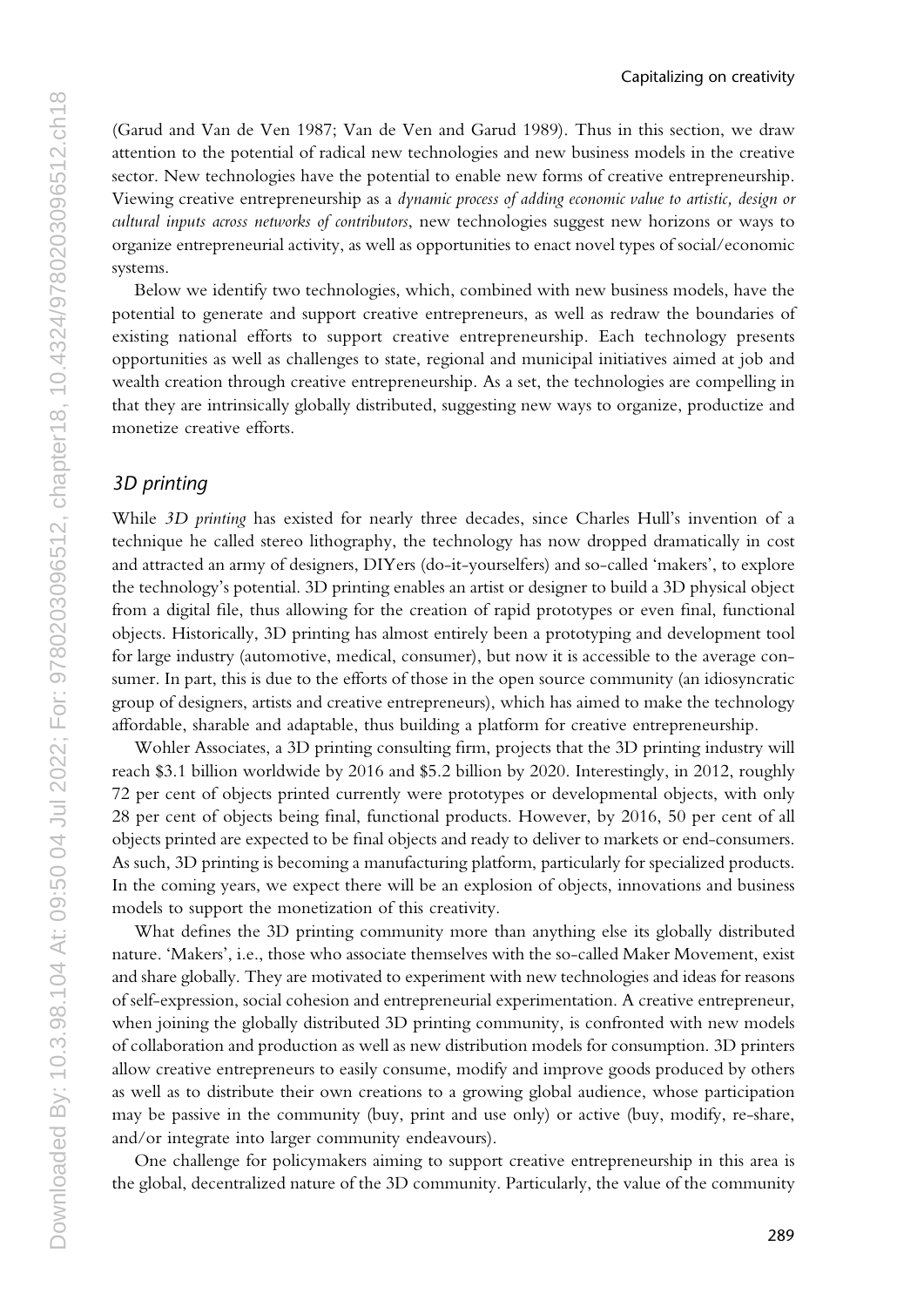(Garud and Van de Ven 1987; Van de Ven and Garud 1989). Thus in this section, we draw attention to the potential of radical new technologies and new business models in the creative sector. New technologies have the potential to enable new forms of creative entrepreneurship. Viewing creative entrepreneurship as a *dynamic process of adding economic value to artistic, design or cultural inputs across networks of contributors*, new technologies suggest new horizons or ways to organize entrepreneurial activity, as well as opportunities to enact novel types of social/economic systems.

Below we identify two technologies, which, combined with new business models, have the potential to generate and support creative entrepreneurs, as well as redraw the boundaries of existing national efforts to support creative entrepreneurship. Each technology presents opportunities as well as challenges to state, regional and municipal initiatives aimed at job and wealth creation through creative entrepreneurship. As a set, the technologies are compelling in that they are intrinsically globally distributed, suggesting new ways to organize, productize and monetize creative efforts.

### 3D printing

While *3D printing* has existed for nearly three decades, since Charles Hull's invention of a technique he called stereo lithography, the technology has now dropped dramatically in cost and attracted an army of designers, DIYers (do-it-yourselfers) and so-called 'makers', to explore the technology's potential. 3D printing enables an artist or designer to build a 3D physical object from a digital file, thus allowing for the creation of rapid prototypes or even final, functional objects. Historically, 3D printing has almost entirely been a prototyping and development tool for large industry (automotive, medical, consumer), but now it is accessible to the average consumer. In part, this is due to the efforts of those in the open source community (an idiosyncratic group of designers, artists and creative entrepreneurs), which has aimed to make the technology affordable, sharable and adaptable, thus building a platform for creative entrepreneurship.

Wohler Associates, a 3D printing consulting firm, projects that the 3D printing industry will reach \$3.1 billion worldwide by 2016 and \$5.2 billion by 2020. Interestingly, in 2012, roughly 72 per cent of objects printed currently were prototypes or developmental objects, with only 28 per cent of objects being final, functional products. However, by 2016, 50 per cent of all objects printed are expected to be final objects and ready to deliver to markets or end-consumers. As such, 3D printing is becoming a manufacturing platform, particularly for specialized products. In the coming years, we expect there will be an explosion of objects, innovations and business models to support the monetization of this creativity.

What defines the 3D printing community more than anything else its globally distributed nature. 'Makers', i.e., those who associate themselves with the so-called Maker Movement, exist and share globally. They are motivated to experiment with new technologies and ideas for reasons of self-expression, social cohesion and entrepreneurial experimentation. A creative entrepreneur, when joining the globally distributed 3D printing community, is confronted with new models of collaboration and production as well as new distribution models for consumption. 3D printers allow creative entrepreneurs to easily consume, modify and improve goods produced by others as well as to distribute their own creations to a growing global audience, whose participation may be passive in the community (buy, print and use only) or active (buy, modify, re-share, and/or integrate into larger community endeavours).

One challenge for policymakers aiming to support creative entrepreneurship in this area is the global, decentralized nature of the 3D community. Particularly, the value of the community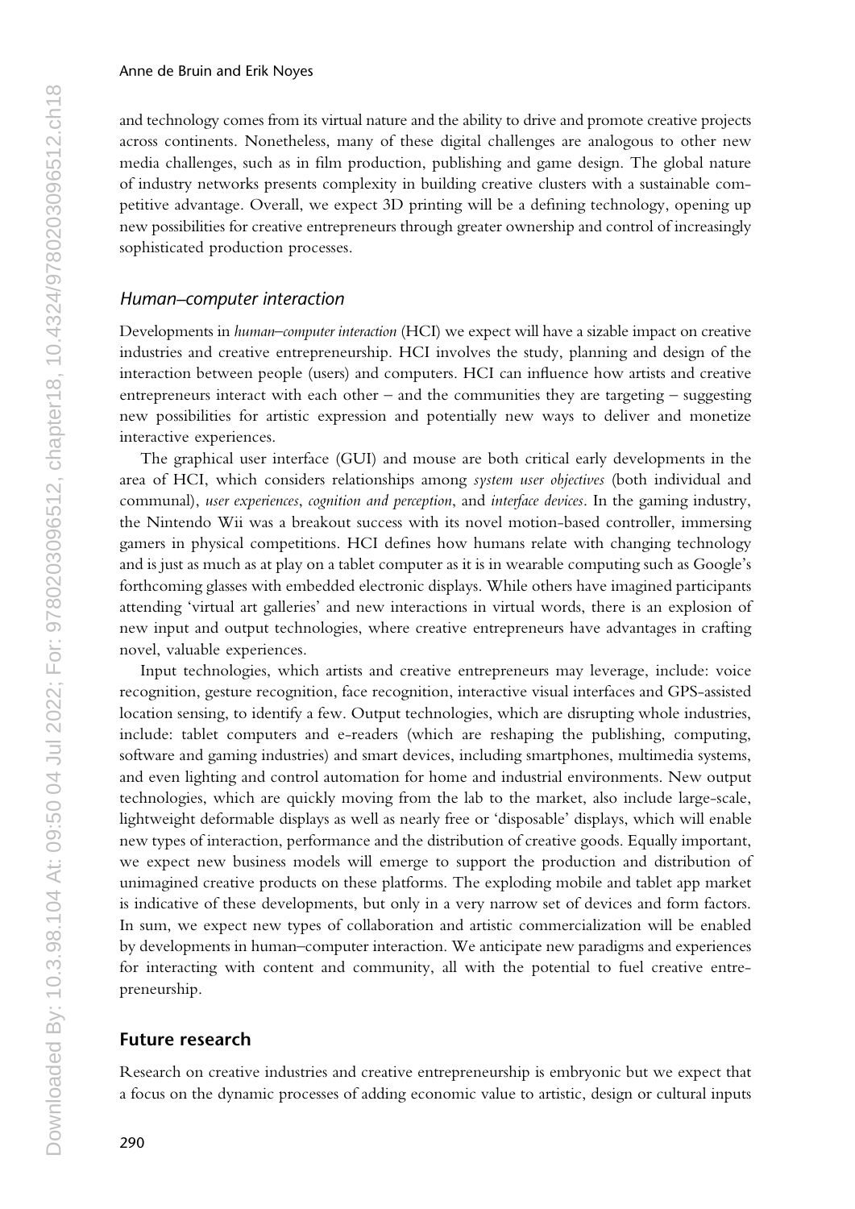and technology comes from its virtual nature and the ability to drive and promote creative projects across continents. Nonetheless, many of these digital challenges are analogous to other new media challenges, such as in film production, publishing and game design. The global nature of industry networks presents complexity in building creative clusters with a sustainable competitive advantage. Overall, we expect 3D printing will be a defining technology, opening up new possibilities for creative entrepreneurs through greater ownership and control of increasingly sophisticated production processes.

### *Human–computer interaction*

Developments in *human–computer interaction* (HCI) we expect will have a sizable impact on creative industries and creative entrepreneurship. HCI involves the study, planning and design of the interaction between people (users) and computers. HCI can influence how artists and creative entrepreneurs interact with each other – and the communities they are targeting – suggesting new possibilities for artistic expression and potentially new ways to deliver and monetize interactive experiences.

The graphical user interface (GUI) and mouse are both critical early developments in the area of HCI, which considers relationships among *system user objectives* (both individual and communal), *user experiences*, *cognition and perception*, and *interface devices*. In the gaming industry, the Nintendo Wii was a breakout success with its novel motion-based controller, immersing gamers in physical competitions. HCI defines how humans relate with changing technology and is just as much as at play on a tablet computer as it is in wearable computing such as Google's forthcoming glasses with embedded electronic displays. While others have imagined participants attending 'virtual art galleries' and new interactions in virtual words, there is an explosion of new input and output technologies, where creative entrepreneurs have advantages in crafting novel, valuable experiences.

Input technologies, which artists and creative entrepreneurs may leverage, include: voice recognition, gesture recognition, face recognition, interactive visual interfaces and GPS-assisted location sensing, to identify a few. Output technologies, which are disrupting whole industries, include: tablet computers and e-readers (which are reshaping the publishing, computing, software and gaming industries) and smart devices, including smartphones, multimedia systems, and even lighting and control automation for home and industrial environments. New output technologies, which are quickly moving from the lab to the market, also include large-scale, lightweight deformable displays as well as nearly free or 'disposable' displays, which will enable new types of interaction, performance and the distribution of creative goods. Equally important, we expect new business models will emerge to support the production and distribution of unimagined creative products on these platforms. The exploding mobile and tablet app market is indicative of these developments, but only in a very narrow set of devices and form factors. In sum, we expect new types of collaboration and artistic commercialization will be enabled by developments in human–computer interaction. We anticipate new paradigms and experiences for interacting with content and community, all with the potential to fuel creative entrepreneurship.

## Future research

Research on creative industries and creative entrepreneurship is embryonic but we expect that a focus on the dynamic processes of adding economic value to artistic, design or cultural inputs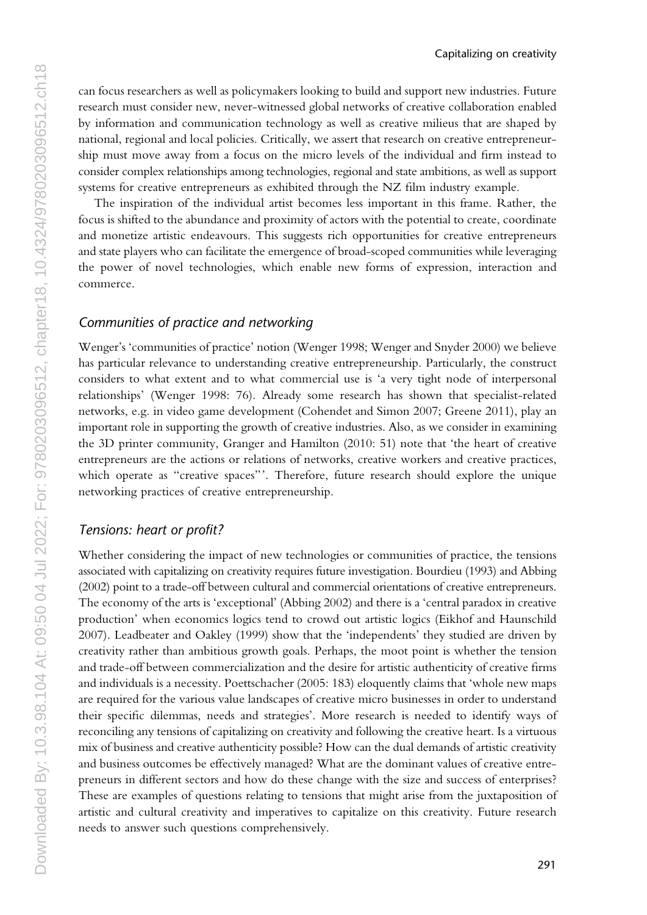can focus researchers as well as policymakers looking to build and support new industries. Future research must consider new, never-witnessed global networks of creative collaboration enabled by information and communication technology as well as creative milieus that are shaped by national, regional and local policies. Critically, we assert that research on creative entrepreneurship must move away from a focus on the micro levels of the individual and firm instead to consider complex relationships among technologies, regional and state ambitions, as well as support systems for creative entrepreneurs as exhibited through the NZ film industry example.

The inspiration of the individual artist becomes less important in this frame. Rather, the focus is shifted to the abundance and proximity of actors with the potential to create, coordinate and monetize artistic endeavours. This suggests rich opportunities for creative entrepreneurs and state players who can facilitate the emergence of broad-scoped communities while leveraging the power of novel technologies, which enable new forms of expression, interaction and commerce.

### *Communities of practice and networking*

Wenger's 'communities of practice' notion (Wenger 1998; Wenger and Snyder 2000) we believe has particular relevance to understanding creative entrepreneurship. Particularly, the construct considers to what extent and to what commercial use is 'a very tight node of interpersonal relationships' (Wenger 1998: 76). Already some research has shown that specialist-related networks, e.g. in video game development (Cohendet and Simon 2007; Greene 2011), play an important role in supporting the growth of creative industries. Also, as we consider in examining the 3D printer community, Granger and Hamilton (2010: 51) note that 'the heart of creative entrepreneurs are the actions or relations of networks, creative workers and creative practices, which operate as "creative spaces"'. Therefore, future research should explore the unique networking practices of creative entrepreneurship.

### *Tensions: heart or profit?*

Whether considering the impact of new technologies or communities of practice, the tensions associated with capitalizing on creativity requires future investigation. Bourdieu (1993) and Abbing (2002) point to a trade-off between cultural and commercial orientations of creative entrepreneurs. The economy of the arts is 'exceptional' (Abbing 2002) and there is a 'central paradox in creative production' when economics logics tend to crowd out artistic logics (Eikhof and Haunschild 2007). Leadbeater and Oakley (1999) show that the 'independents' they studied are driven by creativity rather than ambitious growth goals. Perhaps, the moot point is whether the tension and trade-off between commercialization and the desire for artistic authenticity of creative firms and individuals is a necessity. Poettschacher (2005: 183) eloquently claims that 'whole new maps are required for the various value landscapes of creative micro businesses in order to understand their specific dilemmas, needs and strategies'. More research is needed to identify ways of reconciling any tensions of capitalizing on creativity and following the creative heart. Is a virtuous mix of business and creative authenticity possible? How can the dual demands of artistic creativity and business outcomes be effectively managed? What are the dominant values of creative entrepreneurs in different sectors and how do these change with the size and success of enterprises? These are examples of questions relating to tensions that might arise from the juxtaposition of artistic and cultural creativity and imperatives to capitalize on this creativity. Future research needs to answer such questions comprehensively.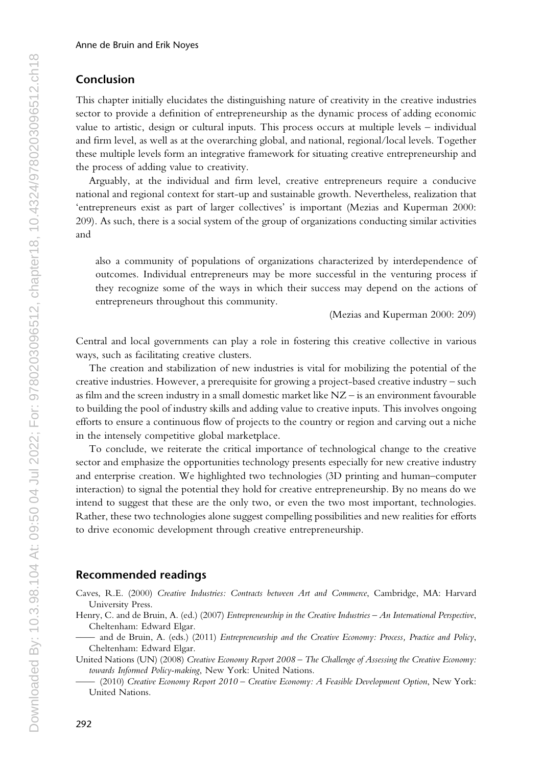## Conclusion

This chapter initially elucidates the distinguishing nature of creativity in the creative industries sector to provide a definition of entrepreneurship as the dynamic process of adding economic value to artistic, design or cultural inputs. This process occurs at multiple levels – individual and firm level, as well as at the overarching global, and national, regional/local levels. Together these multiple levels form an integrative framework for situating creative entrepreneurship and the process of adding value to creativity.

Arguably, at the individual and firm level, creative entrepreneurs require a conducive national and regional context for start-up and sustainable growth. Nevertheless, realization that 'entrepreneurs exist as part of larger collectives' is important (Mezias and Kuperman 2000: 209). As such, there is a social system of the group of organizations conducting similar activities and

> also a community of populations of organizations characterized by interdependence of outcomes. Individual entrepreneurs may be more successful in the venturing process if they recognize some of the ways in which their success may depend on the actions of entrepreneurs throughout this community.
>
> (Mezias and Kuperman 2000: 209)

Central and local governments can play a role in fostering this creative collective in various ways, such as facilitating creative clusters.

The creation and stabilization of new industries is vital for mobilizing the potential of the creative industries. However, a prerequisite for growing a project-based creative industry – such as film and the screen industry in a small domestic market like NZ – is an environment favourable to building the pool of industry skills and adding value to creative inputs. This involves ongoing efforts to ensure a continuous flow of projects to the country or region and carving out a niche in the intensely competitive global marketplace.

To conclude, we reiterate the critical importance of technological change to the creative sector and emphasize the opportunities technology presents especially for new creative industry and enterprise creation. We highlighted two technologies (3D printing and human–computer interaction) to signal the potential they hold for creative entrepreneurship. By no means do we intend to suggest that these are the only two, or even the two most important, technologies. Rather, these two technologies alone suggest compelling possibilities and new realities for efforts to drive economic development through creative entrepreneurship.

## Recommended readings

Caves, R.E. (2000) *Creative Industries: Contracts between Art and Commerce*, Cambridge, MA: Harvard University Press.

Henry, C. and de Bruin, A. (ed.) (2007) *Entrepreneurship in the Creative Industries – An International Perspective*, Cheltenham: Edward Elgar.

—— and de Bruin, A. (eds.) (2011) *Entrepreneurship and the Creative Economy: Process, Practice and Policy*, Cheltenham: Edward Elgar.

United Nations (UN) (2008) *Creative Economy Report 2008 – The Challenge of Assessing the Creative Economy: towards Informed Policy-making*, New York: United Nations.

—— (2010) *Creative Economy Report 2010 – Creative Economy: A Feasible Development Option*, New York: United Nations.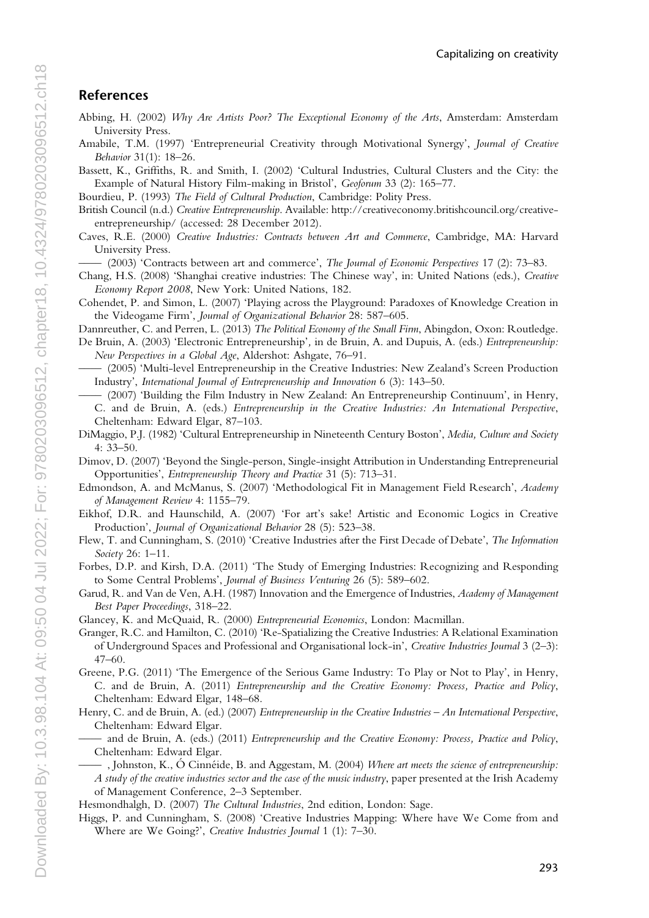## References

Abbing, H. (2002) *Why Are Artists Poor? The Exceptional Economy of the Arts*, Amsterdam: Amsterdam University Press.

Amabile, T.M. (1997) 'Entrepreneurial Creativity through Motivational Synergy', *Journal of Creative Behavior* 31(1): 18–26.

Bassett, K., Griffiths, R. and Smith, I. (2002) 'Cultural Industries, Cultural Clusters and the City: the Example of Natural History Film-making in Bristol', *Geoforum* 33 (2): 165–77.

Bourdieu, P. (1993) *The Field of Cultural Production*, Cambridge: Polity Press.

British Council (n.d.) *Creative Entrepreneurship*. Available: http://creativeconomy.britishcouncil.org/creative-entrepreneurship/ (accessed: 28 December 2012).

Caves, R.E. (2000) *Creative Industries: Contracts between Art and Commerce*, Cambridge, MA: Harvard University Press.

—— (2003) 'Contracts between art and commerce', *The Journal of Economic Perspectives* 17 (2): 73–83.

Chang, H.S. (2008) 'Shanghai creative industries: The Chinese way', in: United Nations (eds.), *Creative Economy Report 2008*, New York: United Nations, 182.

Cohendet, P. and Simon, L. (2007) 'Playing across the Playground: Paradoxes of Knowledge Creation in the Videogame Firm', *Journal of Organizational Behavior* 28: 587–605.

Dannreuther, C. and Perren, L. (2013) *The Political Economy of the Small Firm*, Abingdon, Oxon: Routledge.

De Bruin, A. (2003) 'Electronic Entrepreneurship', in de Bruin, A. and Dupuis, A. (eds.) *Entrepreneurship: New Perspectives in a Global Age*, Aldershot: Ashgate, 76–91.

—— (2005) 'Multi-level Entrepreneurship in the Creative Industries: New Zealand's Screen Production Industry', *International Journal of Entrepreneurship and Innovation* 6 (3): 143–50.

—— (2007) 'Building the Film Industry in New Zealand: An Entrepreneurship Continuum', in Henry, C. and de Bruin, A. (eds.) *Entrepreneurship in the Creative Industries: An International Perspective*, Cheltenham: Edward Elgar, 87–103.

DiMaggio, P.J. (1982) 'Cultural Entrepreneurship in Nineteenth Century Boston', *Media, Culture and Society* 4: 33–50.

Dimov, D. (2007) 'Beyond the Single-person, Single-insight Attribution in Understanding Entrepreneurial Opportunities', *Entrepreneurship Theory and Practice* 31 (5): 713–31.

Edmondson, A. and McManus, S. (2007) 'Methodological Fit in Management Field Research', *Academy of Management Review* 4: 1155–79.

Eikhof, D.R. and Haunschild, A. (2007) 'For art's sake! Artistic and Economic Logics in Creative Production', *Journal of Organizational Behavior* 28 (5): 523–38.

Flew, T. and Cunningham, S. (2010) 'Creative Industries after the First Decade of Debate', *The Information Society* 26: 1–11.

Forbes, D.P. and Kirsh, D.A. (2011) 'The Study of Emerging Industries: Recognizing and Responding to Some Central Problems', *Journal of Business Venturing* 26 (5): 589–602.

Garud, R. and Van de Ven, A.H. (1987) Innovation and the Emergence of Industries, *Academy of Management Best Paper Proceedings*, 318–22.

Glancey, K. and McQuaid, R. (2000) *Entrepreneurial Economics*, London: Macmillan.

Granger, R.C. and Hamilton, C. (2010) 'Re-Spatializing the Creative Industries: A Relational Examination of Underground Spaces and Professional and Organisational lock-in', *Creative Industries Journal* 3 (2–3): 47–60.

Greene, P.G. (2011) 'The Emergence of the Serious Game Industry: To Play or Not to Play', in Henry, C. and de Bruin, A. (2011) *Entrepreneurship and the Creative Economy: Process, Practice and Policy*, Cheltenham: Edward Elgar, 148–68.

Henry, C. and de Bruin, A. (ed.) (2007) *Entrepreneurship in the Creative Industries – An International Perspective*, Cheltenham: Edward Elgar.

—— and de Bruin, A. (eds.) (2011) *Entrepreneurship and the Creative Economy: Process, Practice and Policy*, Cheltenham: Edward Elgar.

—— , Johnston, K., Ó Cinnéide, B. and Aggestam, M. (2004) *Where art meets the science of entrepreneurship: A study of the creative industries sector and the case of the music industry*, paper presented at the Irish Academy of Management Conference, 2–3 September.

Hesmondhalgh, D. (2007) *The Cultural Industries*, 2nd edition, London: Sage.

Higgs, P. and Cunningham, S. (2008) 'Creative Industries Mapping: Where have We Come from and Where are We Going?', *Creative Industries Journal* 1 (1): 7–30.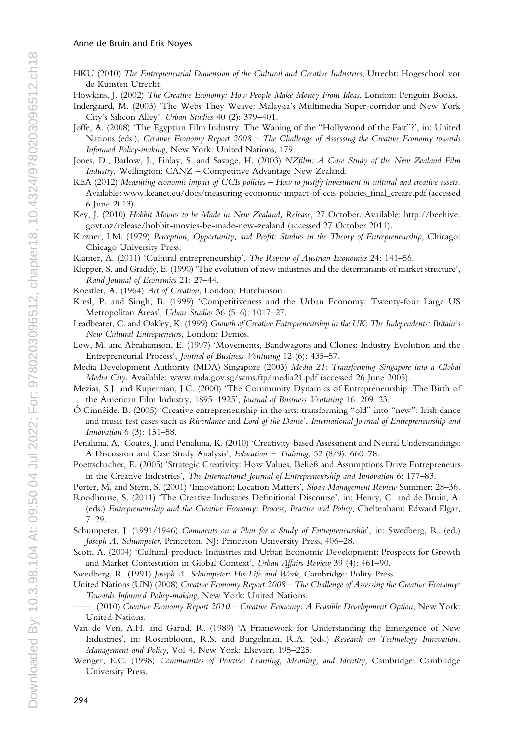HKU (2010) *The Entrepreneurial Dimension of the Cultural and Creative Industries*, Utrecht: Hogeschool vor de Kunsten Utrecht.

Howkins, J. (2002) *The Creative Economy: How People Make Money From Ideas*, London: Penguin Books.

Indergaard, M. (2003) 'The Webs They Weave: Malaysia's Multimedia Super-corridor and New York City's Silicon Alley', *Urban Studies* 40 (2): 379–401.

Joffe, A. (2008) 'The Egyptian Film Industry: The Waning of the "Hollywood of the East"?', in: United Nations (eds.), *Creative Economy Report 2008 – The Challenge of Assessing the Creative Economy towards Informed Policy-making*, New York: United Nations, 179.

Jones, D., Barlow, J., Finlay, S. and Savage, H. (2003) *NZfilm: A Case Study of the New Zealand Film Industry*, Wellington: CANZ – Competitive Advantage New Zealand.

KEA (2012) *Measuring economic impact of CCIs policies – How to justify investment in cultural and creative assets*. Available: www.keanet.eu/docs/measuring-economic-impact-of-ccis-policies_final_creare.pdf (accessed 6 June 2013).

Key, J. (2010) *Hobbit Movies to be Made in New Zealand, Release*, 27 October. Available: http://beehive.govt.nz/release/hobbit-movies-be-made-new-zealand (accessed 27 October 2011).

Kirzner, I.M. (1979) *Perception, Opportunity, and Profit: Studies in the Theory of Entrepreneurship*, Chicago: Chicago University Press.

Klamer, A. (2011) 'Cultural entrepreneurship', *The Review of Austrian Economics* 24: 141–56.

Klepper, S. and Graddy, E. (1990) 'The evolution of new industries and the determinants of market structure', *Rand Journal of Economics* 21: 27–44.

Koestler, A. (1964) *Act of Creation*, London: Hutchinson.

Kresl, P. and Singh, B. (1999) 'Competitiveness and the Urban Economy: Twenty-four Large US Metropolitan Areas', *Urban Studies* 36 (5–6): 1017–27.

Leadbeater, C. and Oakley, K. (1999) *Growth of Creative Entrepreneurship in the UK: The Independents: Britain's New Cultural Entrepreneurs*, London: Demos.

Low, M. and Abrahamson, E. (1997) 'Movements, Bandwagons and Clones: Industry Evolution and the Entrepreneurial Process', *Journal of Business Venturing* 12 (6): 435–57.

Media Development Authority (MDA) Singapore (2003) *Media 21: Transforming Singapore into a Global Media City*. Available: www.mda.gov.sg/wms.ftp/media21.pdf (accessed 26 June 2005).

Mezias, S.J. and Kuperman, J.C. (2000) 'The Community Dynamics of Entrepreneurship: The Birth of the American Film Industry, 1895–1925', *Journal of Business Venturing* 16: 209–33.

Ó Cinnéide, B. (2005) 'Creative entrepreneurship in the arts: transforming "old" into "new": Irish dance and music test cases such as *Riverdance* and *Lord of the Dance*', *International Journal of Entrepreneurship and Innovation* 6 (3): 151–58.

Penaluna, A., Coates, J. and Penaluna, K. (2010) 'Creativity-based Assessment and Neural Understandings: A Discussion and Case Study Analysis', *Education + Training*, 52 (8/9): 660–78.

Poettschacher, E. (2005) 'Strategic Creativity: How Values, Beliefs and Assumptions Drive Entrepreneurs in the Creative Industries', *The International Journal of Entrepreneurship and Innovation* 6: 177–83.

Porter, M. and Stern, S. (2001) 'Innovation: Location Matters', *Sloan Management Review* Summer: 28–36.

Roodhouse, S. (2011) 'The Creative Industries Definitional Discourse', in: Henry, C. and de Bruin, A. (eds.) *Entrepreneurship and the Creative Economy: Process, Practice and Policy*, Cheltenham: Edward Elgar, 7–29.

Schumpeter, J. (1991/1946) *Comments on a Plan for a Study of Entrepreneurship*', in: Swedberg, R. (ed.) *Joseph A. Schumpeter*, Princeton, NJ: Princeton University Press, 406–28.

Scott, A. (2004) 'Cultural-products Industries and Urban Economic Development: Prospects for Growth and Market Contestation in Global Context', *Urban Affairs Review* 39 (4): 461–90.

Swedberg, R. (1991) *Joseph A. Schumpeter: His Life and Work*, Cambridge: Polity Press.

United Nations (UN) (2008) *Creative Economy Report 2008 – The Challenge of Assessing the Creative Economy: Towards Informed Policy-making*, New York: United Nations.

—— (2010) *Creative Economy Report 2010 – Creative Economy: A Feasible Development Option*, New York: United Nations.

Van de Ven, A.H. and Garud, R. (1989) 'A Framework for Understanding the Emergence of New Industries', in: Rosenbloom, R.S. and Burgelman, R.A. (eds.) *Research on Technology Innovation, Management and Policy*, Vol 4, New York: Elsevier, 195–225.

Wenger, E.C. (1998) *Communities of Practice: Learning, Meaning, and Identity*, Cambridge: Cambridge University Press.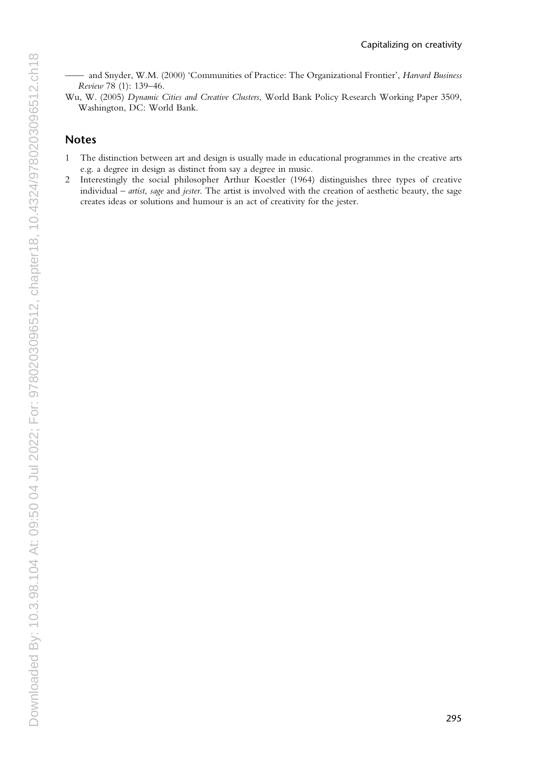—— and Snyder, W.M. (2000) 'Communities of Practice: The Organizational Frontier', *Harvard Business Review* 78 (1): 139–46.

Wu, W. (2005) *Dynamic Cities and Creative Clusters*, World Bank Policy Research Working Paper 3509, Washington, DC: World Bank.

## Notes

1 The distinction between art and design is usually made in educational programmes in the creative arts e.g. a degree in design as distinct from say a degree in music.

2 Interestingly the social philosopher Arthur Koestler (1964) distinguishes three types of creative individual – *artist*, *sage* and *jester*. The artist is involved with the creation of aesthetic beauty, the sage creates ideas or solutions and humour is an act of creativity for the jester.